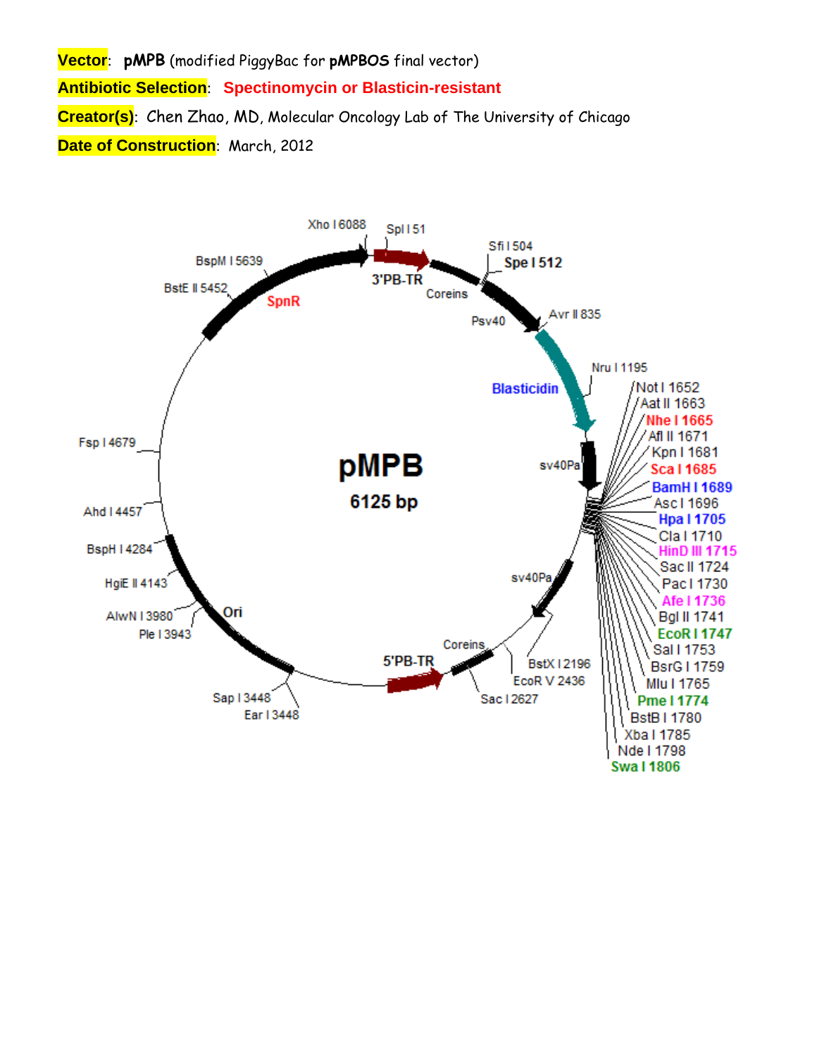**Vector**: **pMPB** (modified PiggyBac for **pMPBOS** final vector)

**Antibiotic Selection**: **Spectinomycin or Blasticin-resistant**

**Creator(s)**: Chen Zhao, MD, Molecular Oncology Lab of The University of Chicago

**Date of Construction**: March, 2012

pMPB

6125 bp

Xho I 6088
Spl I 51
3'PB-TR
Coreins
Sfi I 504
Spe I 512
Psv40
Avr II 835
Blasticidin
Nru I 1195
sv40Pa
Not I 1652
Aat II 1663
Nhe I 1665
Afl II 1671
Kpn I 1681
Sca I 1685
BamH I 1689
Asc I 1696
Hpa I 1705
Cla I 1710
HinD III 1715
Sac II 1724
Pac I 1730
Afe I 1736
Bgl II 1741
EcoR I 1747
Sal I 1753
BsrG I 1759
Mlu I 1765
Pme I 1774
BstB I 1780
Xba I 1785
Nde I 1798
Swa I 1806
sv40Pa
BstX I 2196
EcoR V 2436
Sac I 2627
Coreins
5'PB-TR
Sap I 3448
Ear I 3448
Ple I 3943
AlwN I 3980
Ori
HgiE II 4143
BspH I 4284
Ahd I 4457
Fsp I 4679
BstE II 5452
SpnR
BspM I 5639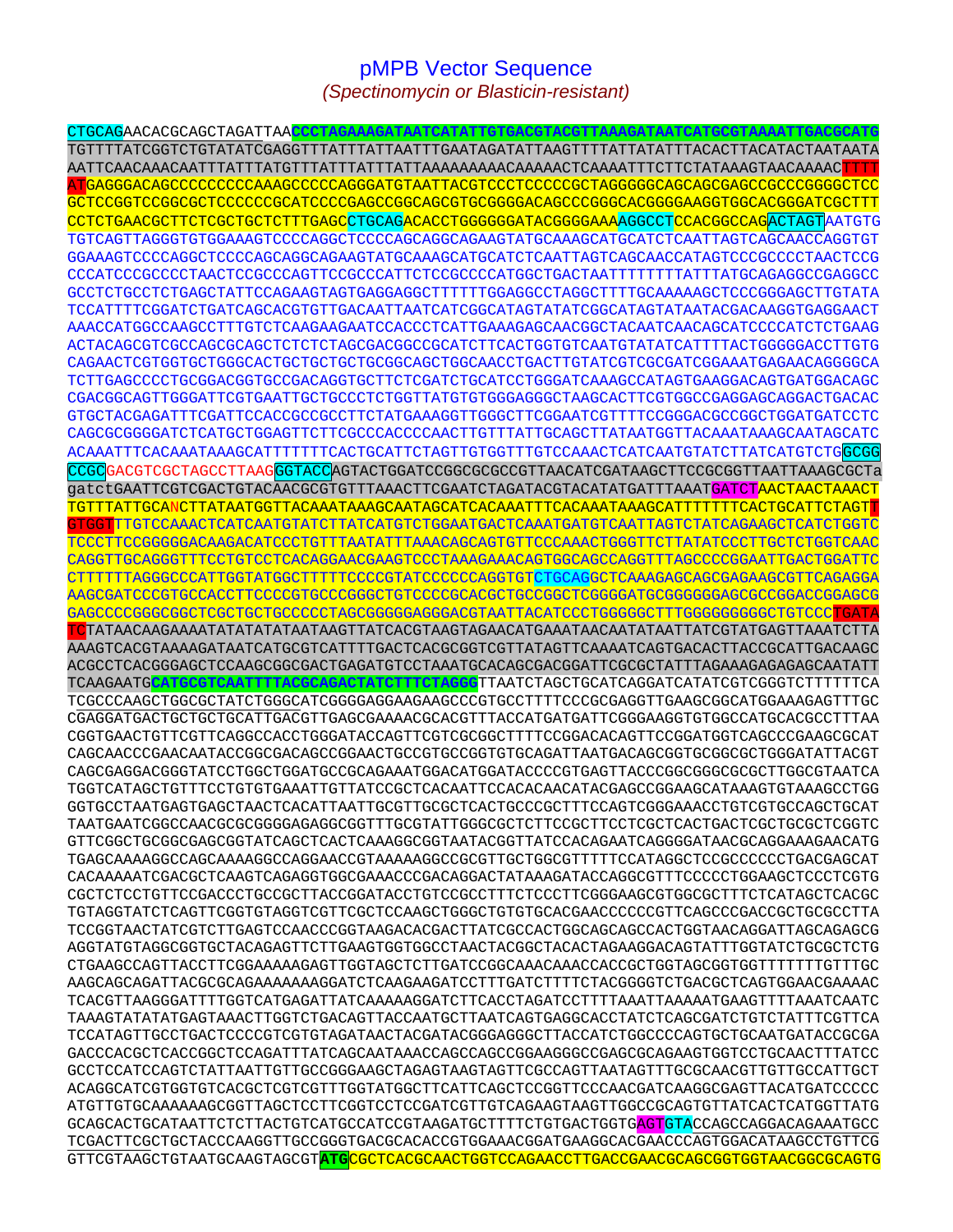# pMPB Vector Sequence

*(Spectinomycin or Blasticin-resistant)*

```
CTGCAGAACACGCAGCTAGATTAACCCTAGAAAGATAATCATATTGTGACGTACGTTAAAGATAATCATGCGTAAAATTGACGCATG
TGTTTTATCGGTCTGTATATCGAGGTTTATTTATTAATTTGAATAGATATTAAGTTTTATTATATTTACACTTACATACTAATAATA
AATTCAACAAACAATTTATTTATGTTTATTTATTTATTAAAAAAAAACAAAAACTCAAAATTTCTTCTATAAAGTAACAAAACTTTT
ATGAGGGACAGCCCCCCCCCAAAGCCCCCAGGGATGTAATTACGTCCCTCCCCCGCTAGGGGGCAGCAGCGAGCCGCCCGGGGCTCC
GCTCCGGTCCGGCGCTCCCCCCGCATCCCCGAGCCGGCAGCGTGCGGGGACAGCCCGGGCACGGGGAAGGTGGCACGGGATCGCTTT
CCTCTGAACGCTTCTCGCTGCTCTTTGAGCCTGCAGACACCTGGGGGGATACGGGGAAAAGGCCTCCACGGCCAGACTAGTAATGTG
TGTCAGTTAGGGTGTGGAAAGTCCCCAGGCTCCCCAGCAGGCAGAAGTATGCAAAGCATGCATCTCAATTAGTCAGCAACCAGGTGT
GGAAAGTCCCCAGGCTCCCCAGCAGGCAGAAGTATGCAAAGCATGCATCTCAATTAGTCAGCAACCATAGTCCCGCCCCTAACTCCG
CCCATCCCGCCCCTAACTCCGCCCAGTTCCGCCCATTCTCCGCCCCATGGCTGACTAATTTTTTTTATTTATGCAGAGGCCGAGGCC
GCCTCTGCCTCTGAGCTATTCCAGAAGTAGTGAGGAGGCTTTTTTGGAGGCCTAGGCTTTTGCAAAAAGCTCCCGGGAGCTTGTATA
TCCATTTTCGGATCTGATCAGCACGTGTTGACAATTAATCATCGGCATAGTATATCGGCATAGTATAATACGACAAGGTGAGGAACT
AAACCATGGCCAAGCCTTTGTCTCAAGAAGAATCCACCCTCATTGAAAGAGCAACGGCTACAATCAACAGCATCCCCATCTCTGAAG
ACTACAGCGTCGCCAGCGCAGCTCTCTCTAGCGACGGCCGCATCTTCACTGGTGTCAATGTATATCATTTTACTGGGGGACCTTGTG
CAGAACTCGTGGTGCTGGGCACTGCTGCTGCTGCGGCAGCTGGCAACCTGACTTGTATCGTCGCGATCGGAAATGAGAACAGGGGCA
TCTTGAGCCCCTGCGGACGGTGCCGACAGGTGCTTCTCGATCTGCATCCTGGGATCAAAGCCATAGTGAAGGACAGTGATGGACAGC
CGACGGCAGTTGGGATTCGTGAATTGCTGCCCTCTGGTTATGTGTGGGAGGGCTAAGCACTTCGTGGCCGAGGAGCAGGACTGACAC
GTGCTACGAGATTTCGATTCCACCGCCGCCTTCTATGAAAGGTTGGGCTTCGGAATCGTTTTCCGGGACGCCGGCTGGATGATCCTC
CAGCGCGGGGATCTCATGCTGGAGTTCTTCGCCCACCCCAACTTGTTTATTGCAGCTTATAATGGTTACAAATAAAGCAATAGCATC
ACAAATTTCACAAATAAAGCATTTTTTTCACTGCATTCTAGTTGTGGTTTGTCCAAACTCATCAATGTATCTTATCATGTCTGGCGG
CCGCGACGTCGCTAGCCTTAAGGGTACCAGTACTGGATCCGGCGCGCCGTTAACATCGATAAGCTTCCGCGGTTAATTAAAGCGCTa
gatctGAATTCGTCGACTGTACAACGCGTGTTTAAACTTCGAATCTAGATACGTACATATGATTTAAATGATCTAACTAACTAACT
TGTTTATTGCANCTTATAATGGTTACAAATAAAGCAATAGCATCACAAATTTCACAAATAAAGCATTTTTTTCACTGCATTCTAGTT
GTGGTTTGTCCAAACTCATCAATGTATCTTATCATGTCTGGAATGACTCAAATGATGTCAATTAGTCTATCAGAAGCTCATCTGGTC
TCCCTTCCGGGGGACAAGACATCCCTGTTTAATATTTAAACAGCAGTGTTCCCAAACTGGGTTCTTATATCCCTTGCTCTGGTCAAC
CAGGTTGCAGGGTTTCCTGTCCTCACAGGAACGAAGTCCCTAAAGAAACAGTGGCAGCCAGGTTTAGCCCCGGAATTGACTGGATTC
CTTTTTTAGGGCCCATTGGTATGGCTTTTTCCCCGTATCCCCCCAGGTGTCTGCAGGCTCAAAGAGCAGCGAGAAGCGTTCAGAGGA
AAGCGATCCCGTGCCACCTTCCCCGTGCCCGGGCTGTCCCCGCACGCTGCCGGCTCGGGGATGCGGGGGGAGCGCCGGACCGGAGCG
GAGCCCCGGGCGGCTCGCTGCTGCCCCCTAGCGGGGGAGGGACGTAATTACATCCCTGGGGGCTTTGGGGGGGGGCTGTCCCTGATA
TCTATAACAAGAAAATATATATATAATAAGTTATCACGTAAGTAGAACATGAAATAACAATATAATTATCGTATGAGTTAAATCTTA
AAAGTCACGTAAAAGATAATCATGCGTCATTTTGACTCACGCGGTCGTTATAGTTCAAAATCAGTGACACTTACCGCATTGACAAGC
ACGCCTCACGGGAGCTCCAAGCGGCGACTGAGATGTCCTAAATGCACAGCGACGGATTCGCGCTATTTAGAAAGAGAGAGCAATATT
TCAAGAATGCATGCGTCAATTTTACGCAGACTATCTTTCTAGGGTTAATCTAGCTGCATCAGGATCATATCGTCGGGTCTTTTTTCA
TCGCCCAAGCTGGCGCTATCTGGGCATCGGGGAGGAAGAAGCCCGTGCCTTTTCCCGCGAGGTTGAAGCGGCATGGAAAGAGTTTGC
CGAGGATGACTGCTGCTGCATTGACGTTGAGCGAAAACGCACGTTTACCATGATGATTCGGGAAGGTGTGGCCATGCACGCCTTTAA
CGGTGAACTGTTCGTTCAGGCCACCTGGGATACCAGTTCGTCGCGGCTTTTCCGGACACAGTTCCGGATGGTCAGCCCGAAGCGCAT
CAGCAACCCGAACAATACCGGCGACAGCCGGAACTGCCGTGCCGGTGTGCAGATTAATGACAGCGGTGCGGCGCTGGGATATTACGT
CAGCGAGGACGGGTATCCTGGCTGGATGCCGCAGAAATGGACATGGATACCCCGTGAGTTACCCGGCGGGCGCGCTTGGCGTAATCA
TGGTCATAGCTGTTTCCTGTGTGAAATTGTTATCCGCTCACAATTCCACACAACATACGAGCCGGAAGCATAAAGTGTAAAGCCTGG
GGTGCCTAATGAGTGAGCTAACTCACATTAATTGCGTTGCGCTCACTGCCCGCTTTCCAGTCGGGAAACCTGTCGTGCCAGCTGCAT
TAATGAATCGGCCAACGCGCGGGGAGAGGCGGTTTGCGTATTGGGCGCTCTTCCGCTTCCTCGCTCACTGACTCGCTGCGCTCGGTC
GTTCGGCTGCGGCGAGCGGTATCAGCTCACTCAAAGGCGGTAATACGGTTATCCACAGAATCAGGGGATAACGCAGGAAAGAACATG
TGAGCAAAAGGCCAGCAAAAGGCCAGGAACCGTAAAAAGGCCGCGTTGCTGGCGTTTTTCCATAGGCTCCGCCCCCCTGACGAGCAT
CACAAAAATCGACGCTCAAGTCAGAGGTGGCGAAACCCGACAGGACTATAAAGATACCAGGCGTTTCCCCCTGGAAGCTCCCTCGTG
CGCTCTCCTGTTCCGACCCTGCCGCTTACCGGATACCTGTCCGCCTTTCTCCCTTCGGGAAGCGTGGCGCTTTCTCATAGCTCACGC
TGTAGGTATCTCAGTTCGGTGTAGGTCGTTCGCTCCAAGCTGGGCTGTGTGCACGAACCCCCCGTTCAGCCCGACCGCTGCGCCTTA
TCCGGTAACTATCGTCTTGAGTCCAACCCGGTAAGACACGACTTATCGCCACTGGCAGCAGCCACTGGTAACAGGATTAGCAGAGCG
AGGTATGTAGGCGGTGCTACAGAGTTCTTGAAGTGGTGGCCTAACTACGGCTACACTAGAAGGACAGTATTTGGTATCTGCGCTCTG
CTGAAGCCAGTTACCTTCGGAAAAAGAGTTGGTAGCTCTTGATCCGGCAAACAAACCACCGCTGGTAGCGGTGGTTTTTTTGTTTGC
AAGCAGCAGATTACGCGCAGAAAAAAAGGATCTCAAGAAGATCCTTTGATCTTTTCTACGGGGTCTGACGCTCAGTGGAACGAAAAC
TCACGTTAAGGGATTTTGGTCATGAGATTATCAAAAAGGATCTTCACCTAGATCCTTTTAAATTAAAAATGAAGTTTTAAATCAATC
TAAAGTATATATGAGTAAACTTGGTCTGACAGTTACCAATGCTTAATCAGTGAGGCACCTATCTCAGCGATCTGTCTATTTCGTTCA
TCCATAGTTGCCTGACTCCCCGTCGTGTAGATAACTACGATACGGGAGGGCTTACCATCTGGCCCCAGTGCTGCAATGATACCGCGA
GACCCACGCTCACCGGCTCCAGATTTATCAGCAATAAACCAGCCAGCCGGAAGGGCCGAGCGCAGAAGTGGTCCTGCAACTTTATCC
GCCTCCATCCAGTCTATTAATTGTTGCCGGGAAGCTAGAGTAAGTAGTTCGCCAGTTAATAGTTTGCGCAACGTTGTTGCCATTGCT
ACAGGCATCGTGGTGTCACGCTCGTCGTTTGGTATGGCTTCATTCAGCTCCGGTTCCCAACGATCAAGGCGAGTTACATGATCCCCC
ATGTTGTGCAAAAAAGCGGTTAGCTCCTTCGGTCCTCCGATCGTTGTCAGAAGTAAGTTGGCCGCAGTGTTATCACTCATGGTTATG
GCAGCACTGCATAATTCTCTTACTGTCATGCCATCCGTAAGATGCTTTTCTGTGACTGGTGAGTGTACCAGCCAGGACAGAAATGCC
TCGACTTCGCTGCTACCCAAGGTTGCCGGGTGACGCACACCGTGGAAACGGATGAAGGCACGAACCCAGTGGACATAAGCCTGTTCG
GTTCGTAAGCTGTAATGCAAGTAGCGTATGCGCTCACGCAACTGGTCCAGAACCTTGACCGAACGCAGCGGTGGTAACGGCGCAGTG
```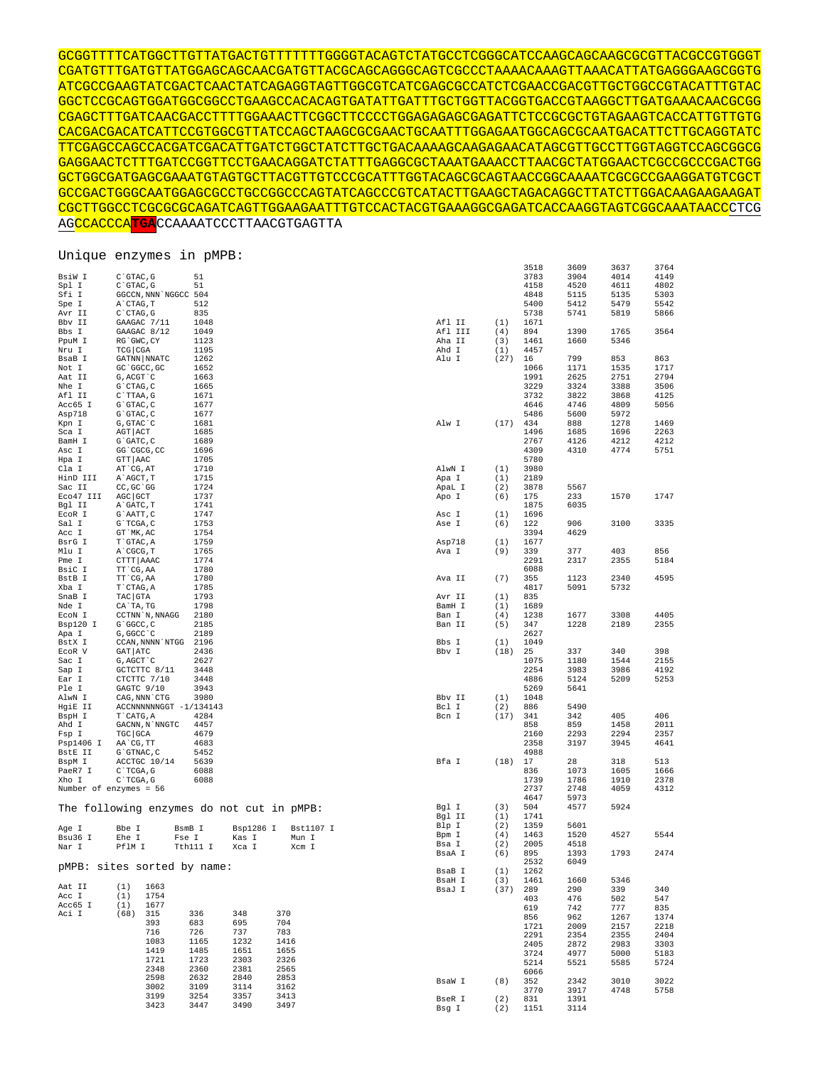```
GCGGTTTTCATGGCTTGTTATGACTGTTTTTTTGGGGTACAGTCTATGCCTCGGGCATCCAAGCAGCAAGCGCGTTACGCCGTGGGT
CGATGTTTGATGTTATGGAGCAGCAACGATGTTACGCAGCAGGGCAGTCGCCCTAAAACAAAGTTAAACATTATGAGGGAAGCGGTG
ATCGCCGAAGTATCGACTCAACTATCAGAGGTAGTTGGCGTCATCGAGCGCCATCTCGAACCGACGTTGCTGGCCGTACATTTGTAC
GGCTCCGCAGTGGATGGCGGCCTGAAGCCACACAGTGATATTGATTTGCTGGTTACGGTGACCGTAAGGCTTGATGAAACAACGCGG
CGAGCTTTGATCAACGACCTTTTGGAAACTTCGGCTTCCCCTGGAGAGAGCGAGATTCTCCGCGCTGTAGAAGTCACCATTGTTGTG
CACGACGACATCATTCCGTGGCGTTATCCAGCTAAGCGCGAACTGCAATTTGGAGAATGGCAGCGCAATGACATTCTTGCAGGTATC
TTCGAGCCAGCCACGATCGACATTGATCTGGCTATCTTGCTGACAAAAGCAAGAGAACATAGCGTTGCCTTGGTAGGTCCAGCGGCG
GAGGAACTCTTTGATCCGGTTCCTGAACAGGATCTATTTGAGGCGCTAAATGAAACCTTAACGCTATGGAACTCGCCGCCCGACTGG
GCTGGCGATGAGCGAAATGTAGTGCTTACGTTGTCCCGCATTTGGTACAGCGCAGTAACCGGCAAAATCGCGCCGAAGGATGTCGCT
GCCGACTGGGCAATGGAGCGCCTGCCGGCCCAGTATCAGCCCGTCATACTTGAAGCTAGACAGGCTTATCTTGGACAAGAAGAAGAT
CGCTTGGCCTCGCGCGCAGATCAGTTGGAAGAATTTGTCCACTACGTGAAAGGCGAGATCACCAAGGTAGTCGGCAAATAACCCTCG
AGCCACCCATGACCAAAATCCCTTAACGTGAGTTA
```

Unique enzymes in pMPB:

| Enzyme | Site | Position |
|---|---|---|
| BsiW I | C`GTAC,G | 51 |
| Spl I | C`GTAC,G | 51 |
| Sfi I | GGCCN,NNN`NGGCC | 504 |
| Spe I | A`CTAG,T | 512 |
| Avr II | C`CTAG,G | 835 |
| Bbv II | GAAGAC 7/11 | 1048 |
| Bbs I | GAAGAC 8/12 | 1049 |
| PpuM I | RG`GWC,CY | 1123 |
| Nru I | TCG\|CGA | 1195 |
| BsaB I | GATNN\|NNATC | 1262 |
| Not I | GC`GGCC,GC | 1652 |
| Aat II | G,ACGT`C | 1663 |
| Nhe I | G`CTAG,C | 1665 |
| Afl II | C`TTAA,G | 1671 |
| Acc65 I | G`GTAC,C | 1677 |
| Asp718 | G`GTAC,C | 1677 |
| Kpn I | G,GTAC`C | 1681 |
| Sca I | AGT\|ACT | 1685 |
| BamH I | G`GATC,C | 1689 |
| Asc I | GG`CGCG,CC | 1696 |
| Hpa I | GTT\|AAC | 1705 |
| Cla I | AT`CG,AT | 1710 |
| HinD III | A`AGCT,T | 1715 |
| Sac II | CC,GC`GG | 1724 |
| Eco47 III | AGC\|GCT | 1737 |
| Bgl II | A`GATC,T | 1741 |
| EcoR I | G`AATT,C | 1747 |
| Sal I | G`TCGA,C | 1753 |
| Acc I | GT`MK,AC | 1754 |
| BsrG I | T`GTAC,A | 1759 |
| Mlu I | A`CGCG,T | 1765 |
| Pme I | CTTT\|AAAC | 1774 |
| BsiC I | TT`CG,AA | 1780 |
| BstB I | TT`CG,AA | 1780 |
| Xba I | T`CTAG,A | 1785 |
| SnaB I | TAC\|GTA | 1793 |
| Nde I | CA`TA,TG | 1798 |
| EcoN I | CCTNN`N,NNAGG | 2180 |
| Bsp120 I | G`GGCC,C | 2185 |
| Apa I | G,GGCC`C | 2189 |
| BstX I | CCAN,NNNN`NTGG | 2196 |
| EcoR V | GAT\|ATC | 2436 |
| Sac I | G,AGCT`C | 2627 |
| Sap I | GCTCTTC 8/11 | 3448 |
| Ear I | CTCTTC 7/10 | 3448 |
| Ple I | GAGTC 9/10 | 3943 |
| AlwN I | CAG,NNN`CTG | 3980 |
| HgiE II | ACCNNNNNNGGT -1/13 | 4143 |
| BspH I | T`CATG,A | 4284 |
| Ahd I | GACNN,N`NNGTC | 4457 |
| Fsp I | TGC\|GCA | 4679 |
| Psp1406 I | AA`CG,TT | 4683 |
| BstE II | G`GTNAC,C | 5452 |
| BspM I | ACCTGC 10/14 | 5639 |
| PaeR7 I | C`TCGA,G | 6088 |
| Xho I | C`TCGA,G | 6088 |

Number of enzymes = 56

The following enzymes do not cut in pMPB:

| | | | | |
|---|---|---|---|---|
| Age I | Bbe I | BsmB I | Bsp1286 I | Bst1107 I |
| Bsu36 I | Ehe I | Fse I | Kas I | Mun I |
| Nar I | PflM I | Tth111 I | Xca I | Xcm I |

pMPB: sites sorted by name:

| Enzyme | Count | Positions | | | |
|---|---|---|---|---|---|
| Aat II | (1) | 1663 | | | |
| Acc I | (1) | 1754 | | | |
| Acc65 I | (1) | 1677 | | | |
| Aci I | (68) | 315 | 336 | 348 | 370 |
| | | 393 | 683 | 695 | 704 |
| | | 716 | 726 | 737 | 783 |
| | | 1083 | 1165 | 1232 | 1416 |
| | | 1419 | 1485 | 1651 | 1655 |
| | | 1721 | 1723 | 2303 | 2326 |
| | | 2348 | 2360 | 2381 | 2565 |
| | | 2598 | 2632 | 2840 | 2853 |
| | | 3002 | 3109 | 3114 | 3162 |
| | | 3199 | 3254 | 3357 | 3413 |
| | | 3423 | 3447 | 3490 | 3497 |
| | | 3518 | 3609 | 3637 | 3764 |
| | | 3783 | 3904 | 4014 | 4149 |
| | | 4158 | 4520 | 4611 | 4802 |
| | | 4848 | 5115 | 5135 | 5303 |
| | | 5400 | 5412 | 5479 | 5542 |
| | | 5738 | 5741 | 5819 | 5866 |
| Afl II | (1) | 1671 | | | |
| Afl III | (4) | 894 | 1390 | 1765 | 3564 |
| Aha II | (3) | 1461 | 1660 | 5346 | |
| Ahd I | (1) | 4457 | | | |
| Alu I | (27) | 16 | 799 | 853 | 863 |
| | | 1066 | 1171 | 1535 | 1717 |
| | | 1991 | 2625 | 2751 | 2794 |
| | | 3229 | 3324 | 3388 | 3506 |
| | | 3732 | 3822 | 3868 | 4125 |
| | | 4646 | 4746 | 4809 | 5056 |
| | | 5486 | 5600 | 5972 | |
| Alw I | (17) | 434 | 888 | 1278 | 1469 |
| | | 1496 | 1685 | 1696 | 2263 |
| | | 2767 | 4126 | 4212 | 4212 |
| | | 4309 | 4310 | 4774 | 5751 |
| | | 5780 | | | |
| AlwN I | (1) | 3980 | | | |
| Apa I | (1) | 2189 | | | |
| ApaL I | (2) | 3878 | 5567 | | |
| Apo I | (6) | 175 | 233 | 1570 | 1747 |
| | | 1875 | 6035 | | |
| Asc I | (1) | 1696 | | | |
| Ase I | (6) | 122 | 906 | 3100 | 3335 |
| | | 3394 | 4629 | | |
| Asp718 | (1) | 1677 | | | |
| Ava I | (9) | 339 | 377 | 403 | 856 |
| | | 2291 | 2317 | 2355 | 5184 |
| | | 6088 | | | |
| Ava II | (7) | 355 | 1123 | 2340 | 4595 |
| | | 4817 | 5091 | 5732 | |
| Avr II | (1) | 835 | | | |
| BamH I | (1) | 1689 | | | |
| Ban I | (4) | 1238 | 1677 | 3308 | 4405 |
| Ban II | (5) | 347 | 1228 | 2189 | 2355 |
| | | 2627 | | | |
| Bbs I | (1) | 1049 | | | |
| Bbv I | (18) | 25 | 337 | 340 | 398 |
| | | 1075 | 1180 | 1544 | 2155 |
| | | 2254 | 3983 | 3986 | 4192 |
| | | 4886 | 5124 | 5209 | 5253 |
| | | 5269 | 5641 | | |
| Bbv II | (1) | 1048 | | | |
| Bcl I | (2) | 886 | 5490 | | |
| Bcn I | (17) | 341 | 342 | 405 | 406 |
| | | 858 | 859 | 1458 | 2011 |
| | | 2160 | 2293 | 2294 | 2357 |
| | | 2358 | 3197 | 3945 | 4641 |
| | | 4988 | | | |
| Bfa I | (18) | 17 | 28 | 318 | 513 |
| | | 836 | 1073 | 1605 | 1666 |
| | | 1739 | 1786 | 1910 | 2378 |
| | | 2737 | 2748 | 4059 | 4312 |
| | | 4647 | 5973 | | |
| Bgl I | (3) | 504 | 4577 | 5924 | |
| Bgl II | (1) | 1741 | | | |
| Blp I | (2) | 1359 | 5601 | | |
| Bpm I | (4) | 1463 | 1520 | 4527 | 5544 |
| Bsa I | (2) | 2005 | 4518 | | |
| BsaA I | (6) | 895 | 1393 | 1793 | 2474 |
| | | 2532 | 6049 | | |
| BsaB I | (1) | 1262 | | | |
| BsaH I | (3) | 1461 | 1660 | 5346 | |
| BsaJ I | (37) | 289 | 290 | 339 | 340 |
| | | 403 | 476 | 502 | 547 |
| | | 619 | 742 | 777 | 835 |
| | | 856 | 962 | 1267 | 1374 |
| | | 1721 | 2009 | 2157 | 2218 |
| | | 2291 | 2354 | 2355 | 2404 |
| | | 2405 | 2872 | 2983 | 3303 |
| | | 3724 | 4977 | 5000 | 5183 |
| | | 5214 | 5521 | 5585 | 5724 |
| | | 6066 | | | |
| BsaW I | (8) | 352 | 2342 | 3010 | 3022 |
| | | 3770 | 3917 | 4748 | 5758 |
| BseR I | (2) | 831 | 1391 | | |
| Bsg I | (2) | 1151 | 3114 | | |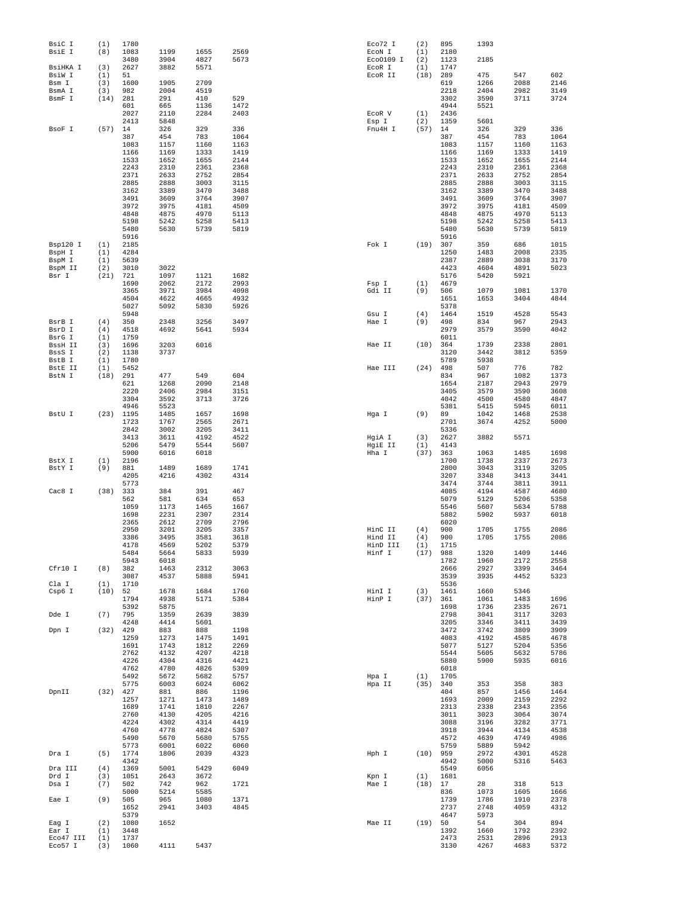```
BsiC I     (1)   1780
BsiE I     (8)   1083    1199    1655    2569
                 3480    3904    4827    5673
BsiHKA I   (3)   2627    3882    5571
BsiW I     (1)   51
Bsm I      (3)   1600    1905    2709
BsmA I     (3)   982     2004    4519
BsmF I     (14)  281     291     410     529
                 601     665     1136    1472
                 2027    2110    2284    2403
                 2413    5848
BsoF I     (57)  14      326     329     336
                 387     454     783     1064
                 1083    1157    1160    1163
                 1166    1169    1333    1419
                 1533    1652    1655    2144
                 2243    2310    2361    2368
                 2371    2633    2752    2854
                 2885    2888    3003    3115
                 3162    3389    3470    3488
                 3491    3609    3764    3907
                 3972    3975    4181    4509
                 4848    4875    4970    5113
                 5198    5242    5258    5413
                 5480    5630    5739    5819
                 5916
Bsp120 I   (1)   2185
BspH I     (1)   4284
BspM I     (1)   5639
BspM II    (2)   3010    3022
Bsr I      (21)  721     1097    1121    1682
                 1690    2062    2172    2993
                 3365    3971    3984    4098
                 4504    4622    4665    4932
                 5027    5092    5830    5926
                 5948
BsrB I     (4)   350     2348    3256    3497
BsrD I     (4)   4518    4692    5641    5934
BsrG I     (1)   1759
BssH II    (3)   1696    3203    6016
BssS I     (2)   1138    3737
BstB I     (1)   1780
BstE II    (1)   5452
BstN I     (18)  291     477     549     604
                 621     1268    2090    2148
                 2220    2406    2984    3151
                 3304    3592    3713    3726
                 4946    5523
BstU I     (23)  1195    1485    1657    1698
                 1723    1767    2565    2671
                 2842    3002    3205    3411
                 3413    3611    4192    4522
                 5206    5479    5544    5607
                 5900    6016    6018
BstX I     (1)   2196
BstY I     (9)   881     1489    1689    1741
                 4205    4216    4302    4314
                 5773
Cac8 I     (38)  333     384     391     467
                 562     581     634     653
                 1059    1173    1465    1667
                 1698    2231    2307    2314
                 2365    2612    2709    2796
                 2950    3201    3205    3357
                 3386    3495    3581    3618
                 4178    4569    5202    5379
                 5484    5664    5833    5939
                 5943    6018
Cfr10 I    (8)   382     1463    2312    3063
                 3087    4537    5888    5941
Cla I      (1)   1710
Csp6 I     (10)  52      1678    1684    1760
                 1794    4938    5171    5384
                 5392    5875
Dde I      (7)   795     1359    2639    3839
                 4248    4414    5601
Dpn I      (32)  429     883     888     1198
                 1259    1273    1475    1491
                 1691    1743    1812    2269
                 2762    4132    4207    4218
                 4226    4304    4316    4421
                 4762    4780    4826    5309
                 5492    5672    5682    5757
                 5775    6003    6024    6062
DpnII      (32)  427     881     886     1196
                 1257    1271    1473    1489
                 1689    1741    1810    2267
                 2760    4130    4205    4216
                 4224    4302    4314    4419
                 4760    4778    4824    5307
                 5490    5670    5680    5755
                 5773    6001    6022    6060
Dra I      (5)   1774    1806    2039    4323
                 4342
Dra III    (4)   1369    5001    5429    6049
Drd I      (3)   1051    2643    3672
Dsa I      (7)   502     742     962     1721
                 5000    5214    5585
Eae I      (9)   505     965     1080    1371
                 1652    2941    3403    4845
                 5379
Eag I      (2)   1080    1652
Ear I      (1)   3448
Eco47 III  (1)   1737
Eco57 I    (3)   1060    4111    5437
Eco72 I    (2)   895     1393
EcoN I     (1)   2180
EcoO109 I  (2)   1123    2185
EcoR I     (1)   1747
EcoR II    (18)  289     475     547     602
                 619     1266    2088    2146
                 2218    2404    2982    3149
                 3302    3590    3711    3724
                 4944    5521
EcoR V     (1)   2436
Esp I      (2)   1359    5601
Fnu4H I    (57)  14      326     329     336
                 387     454     783     1064
                 1083    1157    1160    1163
                 1166    1169    1333    1419
                 1533    1652    1655    2144
                 2243    2310    2361    2368
                 2371    2633    2752    2854
                 2885    2888    3003    3115
                 3162    3389    3470    3488
                 3491    3609    3764    3907
                 3972    3975    4181    4509
                 4848    4875    4970    5113
                 5198    5242    5258    5413
                 5480    5630    5739    5819
                 5916
Fok I      (19)  307     359     686     1015
                 1250    1483    2008    2335
                 2387    2889    3038    3170
                 4423    4604    4891    5023
                 5176    5420    5921
Fsp I      (1)   4679
Gdi II     (9)   506     1079    1081    1370
                 1651    1653    3404    4844
                 5378
Gsu I      (4)   1464    1519    4528    5543
Hae I      (9)   498     834     967     2943
                 2979    3579    3590    4042
                 6011
Hae II     (10)  364     1739    2338    2801
                 3120    3442    3812    5359
                 5789    5938
Hae III    (24)  498     507     776     782
                 834     967     1082    1373
                 1654    2187    2943    2979
                 3405    3579    3590    3608
                 4042    4500    4580    4847
                 5381    5415    5945    6011
Hga I      (9)   89      1042    1468    2538
                 2701    3674    4252    5000
                 5336
HgiA I     (3)   2627    3882    5571
HgiE II    (1)   4143
Hha I      (37)  363     1063    1485    1698
                 1700    1738    2337    2673
                 2800    3043    3119    3205
                 3207    3348    3413    3441
                 3474    3744    3811    3911
                 4085    4194    4587    4680
                 5079    5129    5206    5358
                 5546    5607    5634    5788
                 5882    5902    5937    6018
                 6020
HinC II    (4)   900     1705    1755    2086
Hind II    (4)   900     1705    1755    2086
HinD III   (1)   1715
Hinf I     (17)  988     1320    1409    1446
                 1782    1960    2172    2558
                 2666    2927    3399    3464
                 3539    3935    4452    5323
                 5536
HinI I     (3)   1461    1660    5346
HinP I     (37)  361     1061    1483    1696
                 1698    1736    2335    2671
                 2798    3041    3117    3203
                 3205    3346    3411    3439
                 3472    3742    3809    3909
                 4083    4192    4585    4678
                 5077    5127    5204    5356
                 5544    5605    5632    5786
                 5880    5900    5935    6016
                 6018
Hpa I      (1)   1705
Hpa II     (35)  340     353     358     383
                 404     857     1456    1464
                 1693    2009    2159    2292
                 2313    2338    2343    2356
                 3011    3023    3064    3074
                 3088    3196    3282    3771
                 3918    3944    4134    4538
                 4572    4639    4749    4986
                 5759    5889    5942
Hph I      (10)  959     2972    4301    4528
                 4942    5000    5316    5463
                 5549    6056
Kpn I      (1)   1681
Mae I      (18)  17      28      318     513
                 836     1073    1605    1666
                 1739    1786    1910    2378
                 2737    2748    4059    4312
                 4647    5973
Mae II     (19)  50      54      304     894
                 1392    1660    1792    2392
                 2473    2531    2896    2913
                 3130    4267    4683    5372
```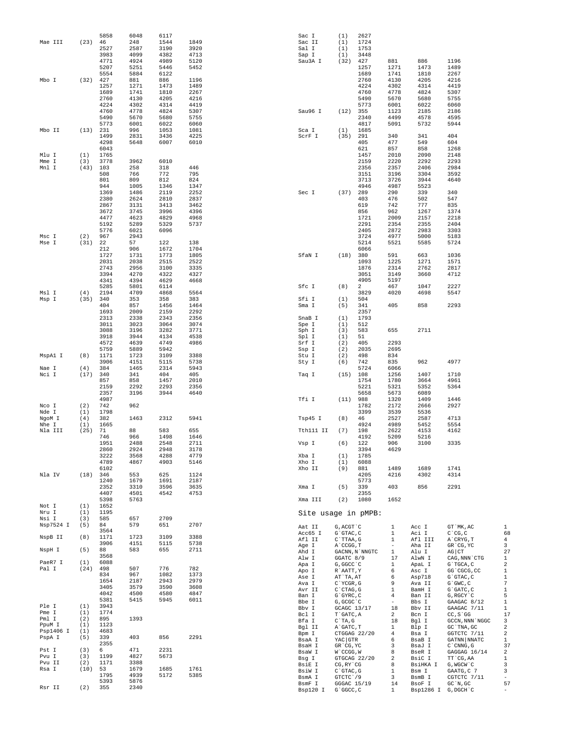```
          5858    6048    6117
Mae III   (23)  46      248     1544    1849
          2527    2587    3190    3920
          3983    4099    4382    4713
          4771    4924    4989    5120
          5207    5251    5446    5452
          5554    5884    6122
Mbo I     (32)  427     881     886     1196
          1257    1271    1473    1489
          1689    1741    1810    2267
          2760    4130    4205    4216
          4224    4302    4314    4419
          4760    4778    4824    5307
          5490    5670    5680    5755
          5773    6001    6022    6060
Mbo II    (13)  231     996     1053    1081
          1499    2831    3436    4225
          4298    5648    6007    6010
          6043
Mlu I     (1)   1765
Mme I     (3)   3778    3962    6010
Mnl I     (43)  103     258     318     446
          508     766     772     795
          801     809     812     824
          944     1005    1346    1347
          1369    1486    2119    2252
          2380    2624    2810    2837
          2867    3131    3413    3462
          3672    3745    3996    4396
          4477    4623    4829    4968
          5192    5289    5329    5737
          5776    6021    6096
Msc I     (2)   967     2943
Mse I     (31)  22      57      122     138
          212     906     1672    1704
          1727    1731    1773    1805
          2031    2038    2515    2522
          2743    2956    3100    3335
          3394    4270    4322    4327
          4341    4394    4629    4668
          5285    5801    6114
Msl I     (4)   2194    4709    4868    5564
Msp I     (35)  340     353     358     383
          404     857     1456    1464
          1693    2009    2159    2292
          2313    2338    2343    2356
          3011    3023    3064    3074
          3088    3196    3282    3771
          3918    3944    4134    4538
          4572    4639    4749    4986
          5759    5889    5942
MspA1 I   (8)   1171    1723    3109    3388
          3906    4151    5115    5738
Nae I     (4)   384     1465    2314    5943
Nci I     (17)  340     341     404     405
          857     858     1457    2010
          2159    2292    2293    2356
          2357    3196    3944    4640
          4987
Nco I     (2)   742     962
Nde I     (1)   1798
NgoM I    (4)   382     1463    2312    5941
Nhe I     (1)   1665
Nla III   (25)  71      88      583     655
          746     966     1498    1646
          1951    2488    2548    2711
          2860    2924    2948    3178
          3222    3568    4288    4779
          4789    4867    4903    5146
          6102
Nla IV    (18)  346     553     625     1124
          1240    1679    1691    2187
          2352    3310    3596    3635
          4407    4501    4542    4753
          5398    5763
Not I     (1)   1652
Nru I     (1)   1195
Nsi I     (3)   585     657     2709
Nsp7524 I (5)   84      579     651     2707
          3564
NspB II   (8)   1171    1723    3109    3388
          3906    4151    5115    5738
NspH I    (5)   88      583     655     2711
          3568
PaeR7 I   (1)   6088
Pal I     (24)  498     507     776     782
          834     967     1082    1373
          1654    2187    2943    2979
          3405    3579    3590    3608
          4042    4500    4580    4847
          5381    5415    5945    6011
Ple I     (1)   3943
Pme I     (1)   1774
Pml I     (2)   895     1393
PpuM I    (1)   1123
Psp1406 I (1)   4683
PspA I    (5)   339     403     856     2291
          2355
Pst I     (3)   6       471     2231
Pvu I     (3)   1199    4827    5673
Pvu II    (2)   1171    3388
Rsa I     (10)  53      1679    1685    1761
          1795    4939    5172    5385
          5393    5876
Rsr II    (2)   355     2340
Sac I     (1)   2627
Sac II    (1)   1724
Sal I     (1)   1753
Sap I     (1)   3448
Sau3A I   (32)  427     881     886     1196
          1257    1271    1473    1489
          1689    1741    1810    2267
          2760    4130    4205    4216
          4224    4302    4314    4419
          4760    4778    4824    5307
          5490    5670    5680    5755
          5773    6001    6022    6060
Sau96 I   (12)  355     1123    2185    2186
          2340    4499    4578    4595
          4817    5091    5732    5944
Sca I     (1)   1685
ScrF I    (35)  291     340     341     404
          405     477     549     604
          621     857     858     1268
          1457    2010    2090    2148
          2159    2220    2292    2293
          2356    2357    2406    2984
          3151    3196    3304    3592
          3713    3726    3944    4640
          4946    4987    5523
Sec I     (37)  289     290     339     340
          403     476     502     547
          619     742     777     835
          856     962     1267    1374
          1721    2009    2157    2218
          2291    2354    2355    2404
          2405    2872    2983    3303
          3724    4977    5000    5183
          5214    5521    5585    5724
          6066
SfaN I    (18)  380     591     663     1036
          1093    1225    1271    1571
          1876    2314    2762    2817
          3051    3149    3660    4712
          4905    5197
Sfc I     (8)   2       467     1047    2227
          3829    4020    4698    5547
Sfi I     (1)   504
Sma I     (5)   341     405     858     2293
          2357
SnaB I    (1)   1793
Spe I     (1)   512
Sph I     (3)   583     655     2711
Spl I     (1)   51
Srf I     (2)   405     2293
Ssp I     (2)   2035    2695
Stu I     (2)   498     834
Sty I     (6)   742     835     962     4977
          5724    6066
Taq I     (15)  108     1256    1407    1710
          1754    1780    3664    4961
          5221    5321    5352    5364
          5658    5673    6089
Tfi I     (11)  988     1320    1409    1446
          1782    2172    2666    2927
          3399    3539    5536
Tsp45 I   (8)   46      2527    2587    4713
          4924    4989    5452    5554
Tth111 II (7)   198     2622    4153    4162
          4192    5209    5216
Vsp I     (6)   122     906     3100    3335
          3394    4629
Xba I     (1)   1785
Xho I     (1)   6088
Xho II    (9)   881     1489    1689    1741
          4205    4216    4302    4314
          5773
Xma I     (5)   339     403     856     2291
          2355
Xma III   (2)   1080    1652
```

## Site usage in pMPB:

| Enzyme | Site | Count | Enzyme | Site | Count |
|---|---|---|---|---|---|
| Aat II | G,ACGT`C | 1 | Acc I | GT`MK,AC | 1 |
| Acc65 I | G`GTAC,C | 1 | Aci I | C`CG,C | 68 |
| Afl II | C`TTAA,G | 1 | Afl III | A`CRYG,T | 4 |
| Age I | A`CCGG,T | - | Aha II | GR`CG,YC | 3 |
| Ahd I | GACNN,N`NNGTC | 1 | Alu I | AG\|CT | 27 |
| Alw I | GGATC 8/9 | 17 | AlwN I | CAG,NNN`CTG | 1 |
| Apa I | G,GGCC`C | 1 | ApaL I | G`TGCA,C | 2 |
| Apo I | R`AATT,Y | 6 | Asc I | GG`CGCG,CC | 1 |
| Ase I | AT`TA,AT | 6 | Asp718 | G`GTAC,C | 1 |
| Ava I | C`YCGR,G | 9 | Ava II | G`GWC,C | 7 |
| Avr II | C`CTAG,G | 1 | BamH I | G`GATC,C | 1 |
| Ban I | G`GYRC,C | 4 | Ban II | G,RGCY`C | 5 |
| Bbe I | G,GCGC`C | - | Bbs I | GAAGAC 8/12 | 1 |
| Bbv I | GCAGC 13/17 | 18 | Bbv II | GAAGAC 7/11 | 1 |
| Bcl I | T`GATC,A | 2 | Bcn I | CC,S`GG | 17 |
| Bfa I | C`TA,G | 18 | Bgl I | GCCN,NNN`NGGC | 3 |
| Bgl II | A`GATC,T | 1 | Blp I | GC`TNA,GC | 2 |
| Bpm I | CTGGAG 22/20 | 4 | Bsa I | GGTCTC 7/11 | 2 |
| BsaA I | YAC\|GTR | 6 | BsaB I | GATNN\|NNATC | 1 |
| BsaH I | GR`CG,YC | 3 | BsaJ I | C`CNNG,G | 37 |
| BsaW I | W`CCGG,W | 8 | BseR I | GAGGAG 16/14 | 2 |
| Bsg I | GTGCAG 22/20 | 2 | BsiC I | TT`CG,AA | 1 |
| BsiE I | CG,RY`CG | 8 | BsiHKA I | G,WGCW`C | 3 |
| BsiW I | C`GTAC,G | 1 | Bsm I | GAATG,C 7 | 3 |
| BsmA I | GTCTC`/9 | 3 | BsmB I | CGTCTC 7/11 | - |
| BsmF I | GGGAC 15/19 | 14 | BsoF I | GC`N,GC | 57 |
| Bsp120 I | G`GGCC,C | 1 | Bsp1286 I | G,DGCH`C | - |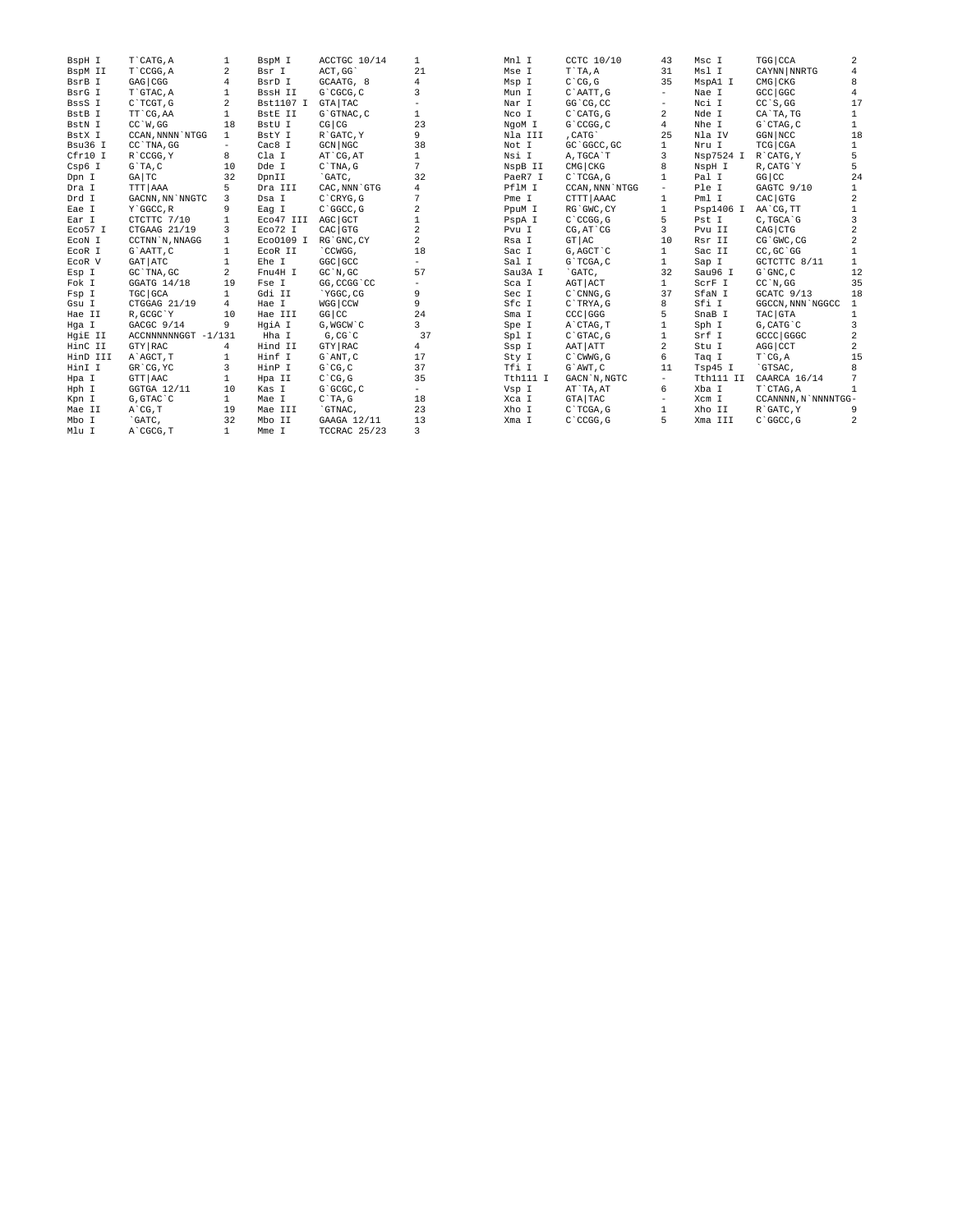| | | | | | | | | | | | |
|---|---|---|---|---|---|---|---|---|---|---|---|
| BspH I | T`CATG,A | 1 | BspM I | ACCTGC 10/14 | 1 | Mnl I | CCTC 10/10 | 43 | Msc I | TGG\|CCA | 2 |
| BspM II | T`CCGG,A | 2 | Bsr I | ACT,GG` | 21 | Mse I | T`TA,A | 31 | Msl I | CAYNN\|NNRTG | 4 |
| BsrB I | GAG\|CGG | 4 | BsrD I | GCAATG, 8 | 4 | Msp I | C`CG,G | 35 | MspA1 I | CMG\|CKG | 8 |
| BsrG I | T`GTAC,A | 1 | BssH II | G`CGCG,C | 3 | Mun I | C`AATT,G | - | Nae I | GCC\|GGC | 4 |
| BssS I | C`TCGT,G | 2 | Bst1107 I | GTA\|TAC | - | Nar I | GG`CG,CC | - | Nci I | CC`S,GG | 17 |
| BstB I | TT`CG,AA | 1 | BstE II | G`GTNAC,C | 1 | Nco I | C`CATG,G | 2 | Nde I | CA`TA,TG | 1 |
| BstN I | CC`W,GG | 18 | BstU I | CG\|CG | 23 | NgoM I | G`CCGG,C | 4 | Nhe I | G`CTAG,C | 1 |
| BstX I | CCAN,NNNN`NTGG | 1 | BstY I | R`GATC,Y | 9 | Nla III | ,CATG` | 25 | Nla IV | GGN\|NCC | 18 |
| Bsu36 I | CC`TNA,GG | - | Cac8 I | GCN\|NGC | 38 | Not I | GC`GGCC,GC | 1 | Nru I | TCG\|CGA | 1 |
| Cfr10 I | R`CCGG,Y | 8 | Cla I | AT`CG,AT | 1 | Nsi I | A,TGCA`T | 3 | Nsp7524 I | R`CATG,Y | 5 |
| Csp6 I | G`TA,C | 10 | Dde I | C`TNA,G | 7 | NspB II | CMG\|CKG | 8 | NspH I | R,CATG`Y | 5 |
| Dpn I | GA\|TC | 32 | DpnII | `GATC, | 32 | PaeR7 I | C`TCGA,G | 1 | Pal I | GG\|CC | 24 |
| Dra I | TTT\|AAA | 5 | Dra III | CAC,NNN`GTG | 4 | PflM I | CCAN,NNN`NTGG | - | Ple I | GAGTC 9/10 | 1 |
| Drd I | GACNN,NN`NNGTC | 3 | Dsa I | C`CRYG,G | 7 | Pme I | CTTT\|AAAC | 1 | Pml I | CAC\|GTG | 2 |
| Eae I | Y`GGCC,R | 9 | Eag I | C`GGCC,G | 2 | PpuM I | RG`GWC,CY | 1 | Psp1406 I | AA`CG,TT | 1 |
| Ear I | CTCTTC 7/10 | 1 | Eco47 III | AGC\|GCT | 1 | PspA I | C`CCGG,G | 5 | Pst I | C,TGCA`G | 3 |
| Eco57 I | CTGAAG 21/19 | 3 | Eco72 I | CAC\|GTG | 2 | Pvu I | CG,AT`CG | 3 | Pvu II | CAG\|CTG | 2 |
| EcoN I | CCTNN`N,NNAGG | 1 | Eco0109 I | RG`GNC,CY | 2 | Rsa I | GT\|AC | 10 | Rsr II | CG`GWC,CG | 2 |
| EcoR I | G`AATT,C | 1 | EcoR II | `CCWGG, | 18 | Sac I | G,AGCT`C | 1 | Sac II | CC,GC`GG | 1 |
| EcoR V | GAT\|ATC | 1 | Ehe I | GGC\|GCC | - | Sal I | G`TCGA,C | 1 | Sap I | GCTCTTC 8/11 | 1 |
| Esp I | GC`TNA,GC | 2 | Fnu4H I | GC`N,GC | 57 | Sau3A I | `GATC, | 32 | Sau96 I | G`GNC,C | 12 |
| Fok I | GGATG 14/18 | 19 | Fse I | GG,CCGG`CC | - | Sca I | AGT\|ACT | 1 | ScrF I | CC`N,GG | 35 |
| Fsp I | TGC\|GCA | 1 | Gdi II | `YGGC,CG | 9 | Sec I | C`CNNG,G | 37 | SfaN I | GCATC 9/13 | 18 |
| Gsu I | CTGGAG 21/19 | 4 | Hae I | WGG\|CCW | 9 | Sfc I | C`TRYA,G | 8 | Sfi I | GGCCN,NNN`NGGCC | 1 |
| Hae II | R,GCGC`Y | 10 | Hae III | GG\|CC | 24 | Sma I | CCC\|GGG | 5 | SnaB I | TAC\|GTA | 1 |
| Hga I | GACGC 9/14 | 9 | HgiA I | G,WGCW`C | 3 | Spe I | A`CTAG,T | 1 | Sph I | G,CATG`C | 3 |
| HgiE II | ACCNNNNNNGGT -1/131 | | Hha I | G,CG`C | 37 | Spl I | C`GTAC,G | 1 | Srf I | GCCC\|GGGC | 2 |
| HinC II | GTY\|RAC | 4 | Hind II | GTY\|RAC | 4 | Ssp I | AAT\|ATT | 2 | Stu I | AGG\|CCT | 2 |
| HinD III | A`AGCT,T | 1 | Hinf I | G`ANT,C | 17 | Sty I | C`CWWG,G | 6 | Taq I | T`CG,A | 15 |
| HinI I | GR`CG,YC | 3 | HinP I | G`CG,C | 37 | Tfi I | G`AWT,C | 11 | Tsp45 I | `GTSAC, | 8 |
| Hpa I | GTT\|AAC | 1 | Hpa II | C`CG,G | 35 | Tth111 I | GACN`N,NGTC | - | Tth111 II | CAARCA 16/14 | 7 |
| Hph I | GGTGA 12/11 | 10 | Kas I | G`GCGC,C | - | Vsp I | AT`TA,AT | 6 | Xba I | T`CTAG,A | 1 |
| Kpn I | G,GTAC`C | 1 | Mae I | C`TA,G | 18 | Xca I | GTA\|TAC | - | Xcm I | CCANNNN,N`NNNNTGG | - |
| Mae II | A`CG,T | 19 | Mae III | `GTNAC, | 23 | Xho I | C`TCGA,G | 1 | Xho II | R`GATC,Y | 9 |
| Mbo I | `GATC, | 32 | Mbo II | GAAGA 12/11 | 13 | Xma I | C`CCGG,G | 5 | Xma III | C`GGCC,G | 2 |
| Mlu I | A`CGCG,T | 1 | Mme I | TCCRAC 25/23 | 3 | | | | | | |